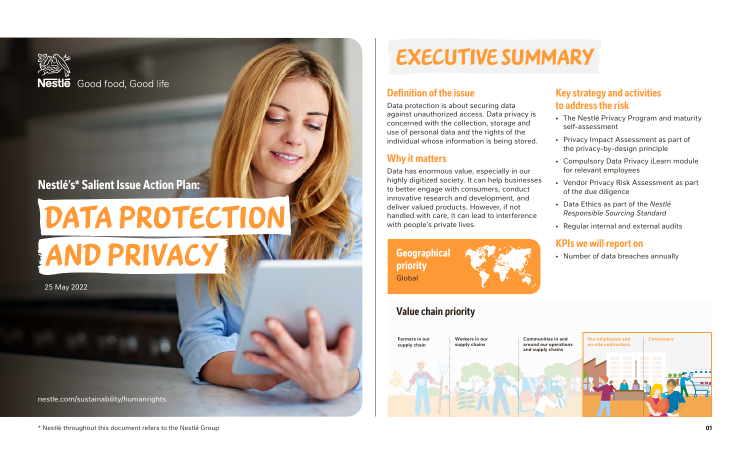Nestlé Good food, Good life

## Nestlé's* Salient Issue Action Plan:

# DATA PROTECTION AND PRIVACY

25 May 2022

nestle.com/sustainability/humanrights

# EXECUTIVE SUMMARY

## Definition of the issue

Data protection is about securing data against unauthorized access. Data privacy is concerned with the collection, storage and use of personal data and the rights of the individual whose information is being stored.

## Why it matters

Data has enormous value, especially in our highly digitized society. It can help businesses to better engage with consumers, conduct innovative research and development, and deliver valued products. However, if not handled with care, it can lead to interference with people's private lives.

**Geographical priority**
Global

## Key strategy and activities to address the risk

- The Nestlé Privacy Program and maturity self-assessment
- Privacy Impact Assessment as part of the privacy-by-design principle
- Compulsory Data Privacy iLearn module for relevant employees
- Vendor Privacy Risk Assessment as part of the due diligence
- Data Ethics as part of the *Nestlé Responsible Sourcing Standard*
- Regular internal and external audits

## KPIs we will report on

- Number of data breaches annually

## Value chain priority

| Farmers in our supply chain | Workers in our supply chains | Communities in and around our operations and supply chains | **Our employees and on-site contractors** | **Consumers** |
|---|---|---|---|---|

\* Nestlé throughout this document refers to the Nestlé Group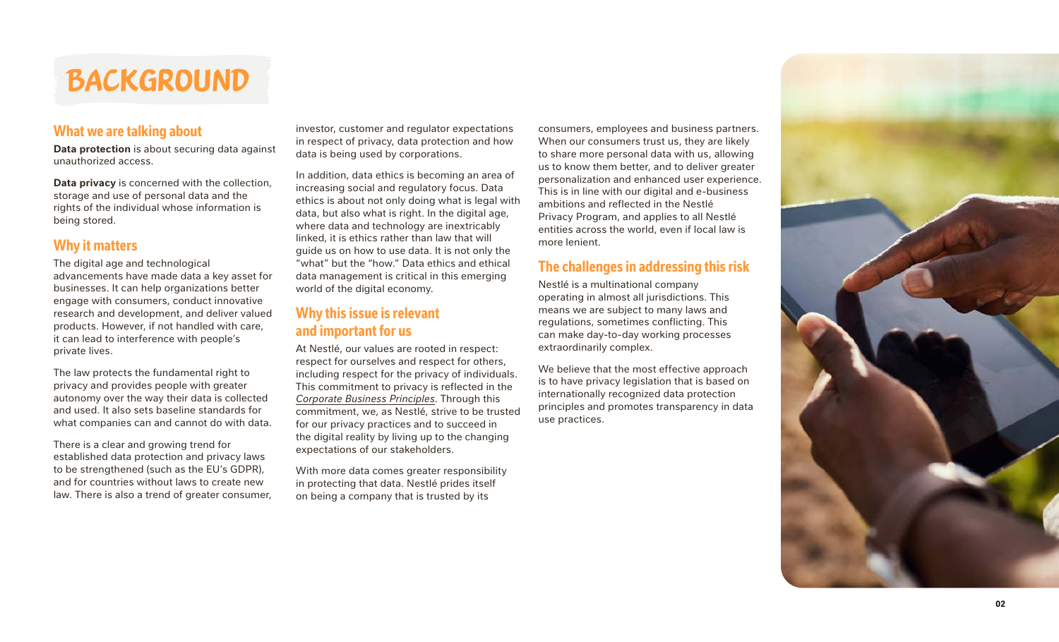# BACKGROUND

## What we are talking about

**Data protection** is about securing data against unauthorized access.

**Data privacy** is concerned with the collection, storage and use of personal data and the rights of the individual whose information is being stored.

## Why it matters

The digital age and technological advancements have made data a key asset for businesses. It can help organizations better engage with consumers, conduct innovative research and development, and deliver valued products. However, if not handled with care, it can lead to interference with people's private lives.

The law protects the fundamental right to privacy and provides people with greater autonomy over the way their data is collected and used. It also sets baseline standards for what companies can and cannot do with data.

There is a clear and growing trend for established data protection and privacy laws to be strengthened (such as the EU's GDPR), and for countries without laws to create new law. There is also a trend of greater consumer, investor, customer and regulator expectations in respect of privacy, data protection and how data is being used by corporations.

In addition, data ethics is becoming an area of increasing social and regulatory focus. Data ethics is about not only doing what is legal with data, but also what is right. In the digital age, where data and technology are inextricably linked, it is ethics rather than law that will guide us on how to use data. It is not only the "what" but the "how." Data ethics and ethical data management is critical in this emerging world of the digital economy.

## Why this issue is relevant and important for us

At Nestlé, our values are rooted in respect: respect for ourselves and respect for others, including respect for the privacy of individuals. This commitment to privacy is reflected in the *Corporate Business Principles*. Through this commitment, we, as Nestlé, strive to be trusted for our privacy practices and to succeed in the digital reality by living up to the changing expectations of our stakeholders.

With more data comes greater responsibility in protecting that data. Nestlé prides itself on being a company that is trusted by its consumers, employees and business partners. When our consumers trust us, they are likely to share more personal data with us, allowing us to know them better, and to deliver greater personalization and enhanced user experience. This is in line with our digital and e-business ambitions and reflected in the Nestlé Privacy Program, and applies to all Nestlé entities across the world, even if local law is more lenient.

## The challenges in addressing this risk

Nestlé is a multinational company operating in almost all jurisdictions. This means we are subject to many laws and regulations, sometimes conflicting. This can make day-to-day working processes extraordinarily complex.

We believe that the most effective approach is to have privacy legislation that is based on internationally recognized data protection principles and promotes transparency in data use practices.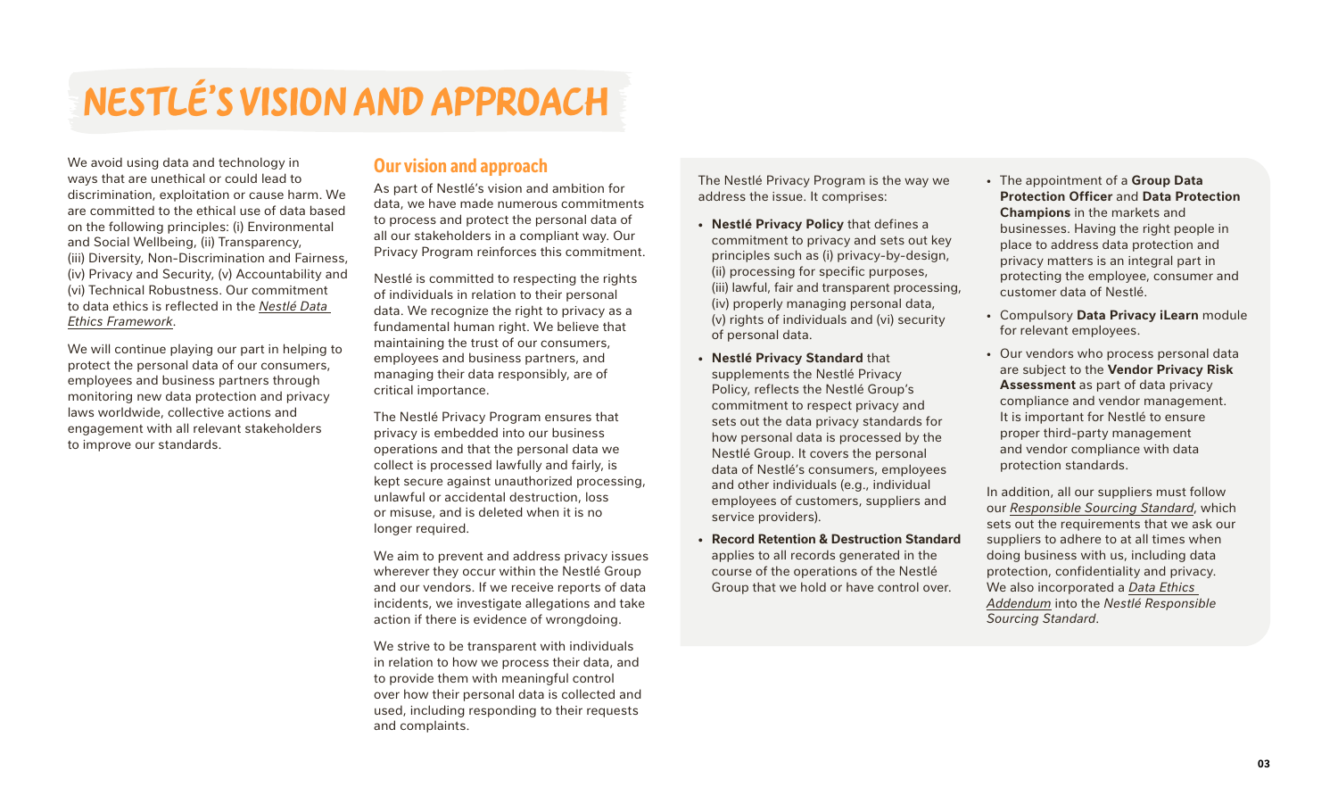# NESTLÉ'S VISION AND APPROACH

We avoid using data and technology in ways that are unethical or could lead to discrimination, exploitation or cause harm. We are committed to the ethical use of data based on the following principles: (i) Environmental and Social Wellbeing, (ii) Transparency, (iii) Diversity, Non-Discrimination and Fairness, (iv) Privacy and Security, (v) Accountability and (vi) Technical Robustness. Our commitment to data ethics is reflected in the *Nestlé Data Ethics Framework*.

We will continue playing our part in helping to protect the personal data of our consumers, employees and business partners through monitoring new data protection and privacy laws worldwide, collective actions and engagement with all relevant stakeholders to improve our standards.

## Our vision and approach

As part of Nestlé's vision and ambition for data, we have made numerous commitments to process and protect the personal data of all our stakeholders in a compliant way. Our Privacy Program reinforces this commitment.

Nestlé is committed to respecting the rights of individuals in relation to their personal data. We recognize the right to privacy as a fundamental human right. We believe that maintaining the trust of our consumers, employees and business partners, and managing their data responsibly, are of critical importance.

The Nestlé Privacy Program ensures that privacy is embedded into our business operations and that the personal data we collect is processed lawfully and fairly, is kept secure against unauthorized processing, unlawful or accidental destruction, loss or misuse, and is deleted when it is no longer required.

We aim to prevent and address privacy issues wherever they occur within the Nestlé Group and our vendors. If we receive reports of data incidents, we investigate allegations and take action if there is evidence of wrongdoing.

We strive to be transparent with individuals in relation to how we process their data, and to provide them with meaningful control over how their personal data is collected and used, including responding to their requests and complaints.

The Nestlé Privacy Program is the way we address the issue. It comprises:

- **Nestlé Privacy Policy** that defines a commitment to privacy and sets out key principles such as (i) privacy-by-design, (ii) processing for specific purposes, (iii) lawful, fair and transparent processing, (iv) properly managing personal data, (v) rights of individuals and (vi) security of personal data.
- **Nestlé Privacy Standard** that supplements the Nestlé Privacy Policy, reflects the Nestlé Group's commitment to respect privacy and sets out the data privacy standards for how personal data is processed by the Nestlé Group. It covers the personal data of Nestlé's consumers, employees and other individuals (e.g., individual employees of customers, suppliers and service providers).
- **Record Retention & Destruction Standard** applies to all records generated in the course of the operations of the Nestlé Group that we hold or have control over.
- The appointment of a **Group Data Protection Officer** and **Data Protection Champions** in the markets and businesses. Having the right people in place to address data protection and privacy matters is an integral part in protecting the employee, consumer and customer data of Nestlé.
- Compulsory **Data Privacy iLearn** module for relevant employees.
- Our vendors who process personal data are subject to the **Vendor Privacy Risk Assessment** as part of data privacy compliance and vendor management. It is important for Nestlé to ensure proper third-party management and vendor compliance with data protection standards.

In addition, all our suppliers must follow our *Responsible Sourcing Standard*, which sets out the requirements that we ask our suppliers to adhere to at all times when doing business with us, including data protection, confidentiality and privacy. We also incorporated a *Data Ethics Addendum* into the *Nestlé Responsible Sourcing Standard*.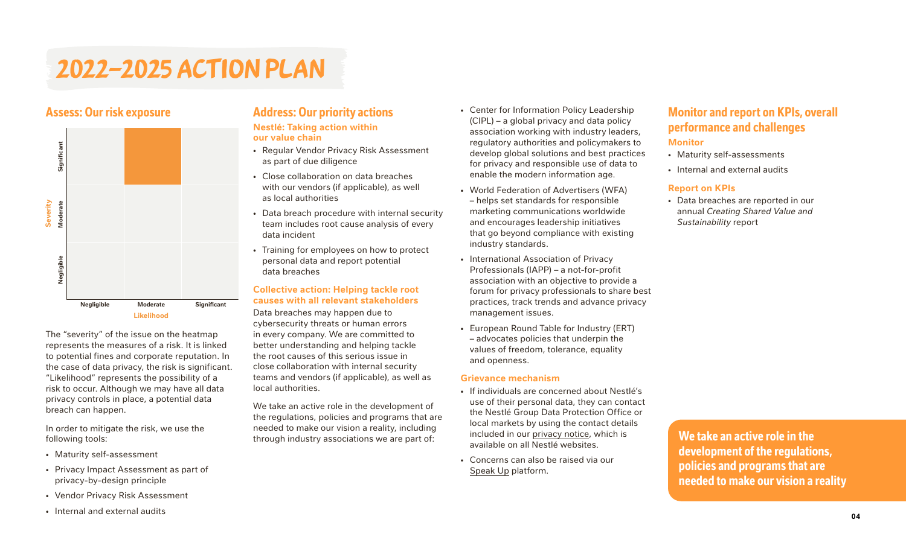# 2022–2025 ACTION PLAN

## Assess: Our risk exposure

| Severity \ Likelihood | Negligible | Moderate | Significant |
|---|---|---|---|
| Significant | | ■ | |
| Moderate | | | |
| Negligible | | | |

The "severity" of the issue on the heatmap represents the measures of a risk. It is linked to potential fines and corporate reputation. In the case of data privacy, the risk is significant. "Likelihood" represents the possibility of a risk to occur. Although we may have all data privacy controls in place, a potential data breach can happen.

In order to mitigate the risk, we use the following tools:

- Maturity self-assessment
- Privacy Impact Assessment as part of privacy-by-design principle
- Vendor Privacy Risk Assessment
- Internal and external audits

## Address: Our priority actions

### Nestlé: Taking action within our value chain

- Regular Vendor Privacy Risk Assessment as part of due diligence
- Close collaboration on data breaches with our vendors (if applicable), as well as local authorities
- Data breach procedure with internal security team includes root cause analysis of every data incident
- Training for employees on how to protect personal data and report potential data breaches

### Collective action: Helping tackle root causes with all relevant stakeholders

Data breaches may happen due to cybersecurity threats or human errors in every company. We are committed to better understanding and helping tackle the root causes of this serious issue in close collaboration with internal security teams and vendors (if applicable), as well as local authorities.

We take an active role in the development of the regulations, policies and programs that are needed to make our vision a reality, including through industry associations we are part of:

- Center for Information Policy Leadership (CIPL) – a global privacy and data policy association working with industry leaders, regulatory authorities and policymakers to develop global solutions and best practices for privacy and responsible use of data to enable the modern information age.
- World Federation of Advertisers (WFA) – helps set standards for responsible marketing communications worldwide and encourages leadership initiatives that go beyond compliance with existing industry standards.
- International Association of Privacy Professionals (IAPP) – a not-for-profit association with an objective to provide a forum for privacy professionals to share best practices, track trends and advance privacy management issues.
- European Round Table for Industry (ERT) – advocates policies that underpin the values of freedom, tolerance, equality and openness.

### Grievance mechanism

- If individuals are concerned about Nestlé's use of their personal data, they can contact the Nestlé Group Data Protection Office or local markets by using the contact details included in our privacy notice, which is available on all Nestlé websites.
- Concerns can also be raised via our Speak Up platform.

## Monitor and report on KPIs, overall performance and challenges

### Monitor

- Maturity self-assessments
- Internal and external audits

### Report on KPIs

- Data breaches are reported in our annual *Creating Shared Value and Sustainability* report

**We take an active role in the development of the regulations, policies and programs that are needed to make our vision a reality**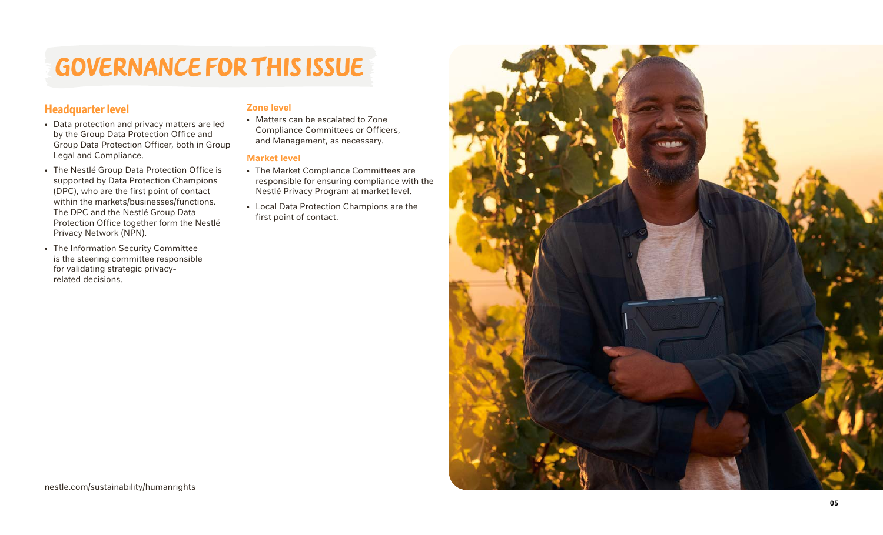# GOVERNANCE FOR THIS ISSUE

## Headquarter level

- Data protection and privacy matters are led by the Group Data Protection Office and Group Data Protection Officer, both in Group Legal and Compliance.
- The Nestlé Group Data Protection Office is supported by Data Protection Champions (DPC), who are the first point of contact within the markets/businesses/functions. The DPC and the Nestlé Group Data Protection Office together form the Nestlé Privacy Network (NPN).
- The Information Security Committee is the steering committee responsible for validating strategic privacy-related decisions.

## Zone level

- Matters can be escalated to Zone Compliance Committees or Officers, and Management, as necessary.

## Market level

- The Market Compliance Committees are responsible for ensuring compliance with the Nestlé Privacy Program at market level.
- Local Data Protection Champions are the first point of contact.

nestle.com/sustainability/humanrights